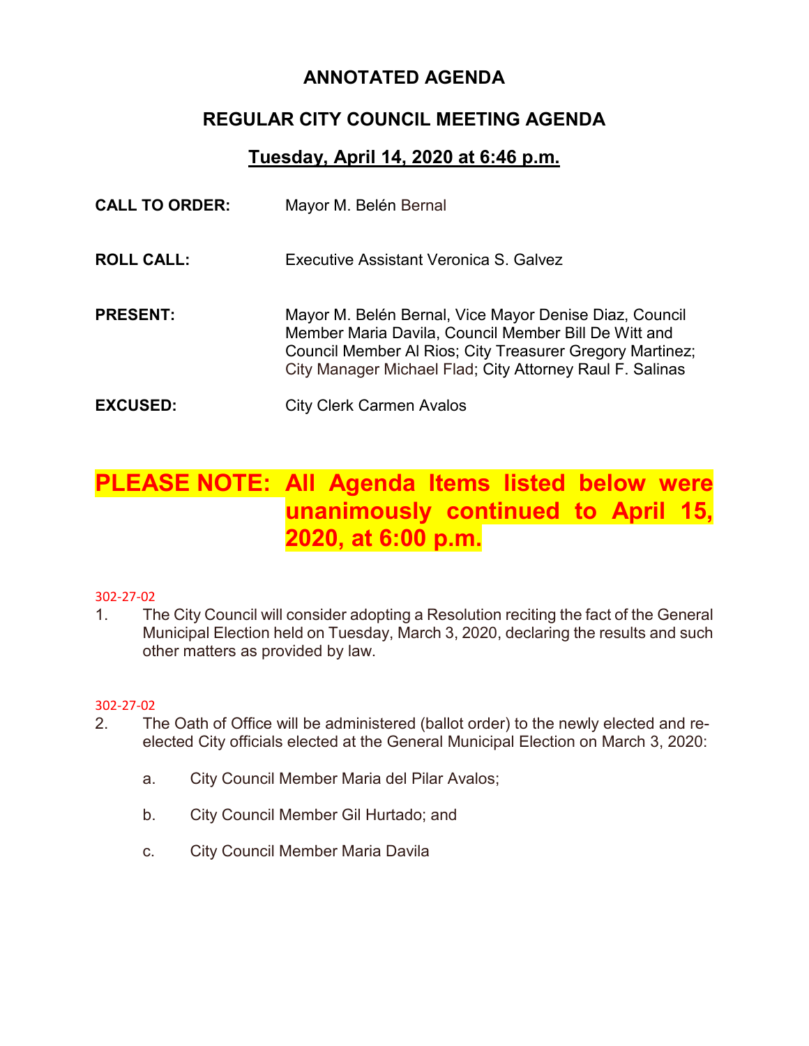# ANNOTATED AGENDA

## REGULAR CITY COUNCIL MEETING AGENDA

**Tuesday, April 14, 2020 at 6:46 p.m.**

**CALL TO ORDER:** Mayor M. Belén Bernal

**ROLL CALL:** Executive Assistant Veronica S. Galvez

**PRESENT:** Mayor M. Belén Bernal, Vice Mayor Denise Diaz, Council Member Maria Davila, Council Member Bill De Witt and Council Member Al Rios; City Treasurer Gregory Martinez; City Manager Michael Flad; City Attorney Raul F. Salinas

**EXCUSED:** City Clerk Carmen Avalos

## PLEASE NOTE: All Agenda Items listed below were unanimously continued to April 15, 2020, at 6:00 p.m.

302-27-02

1. The City Council will consider adopting a Resolution reciting the fact of the General Municipal Election held on Tuesday, March 3, 2020, declaring the results and such other matters as provided by law.

302-27-02

2. The Oath of Office will be administered (ballot order) to the newly elected and re-elected City officials elected at the General Municipal Election on March 3, 2020:

   a. City Council Member Maria del Pilar Avalos;

   b. City Council Member Gil Hurtado; and

   c. City Council Member Maria Davila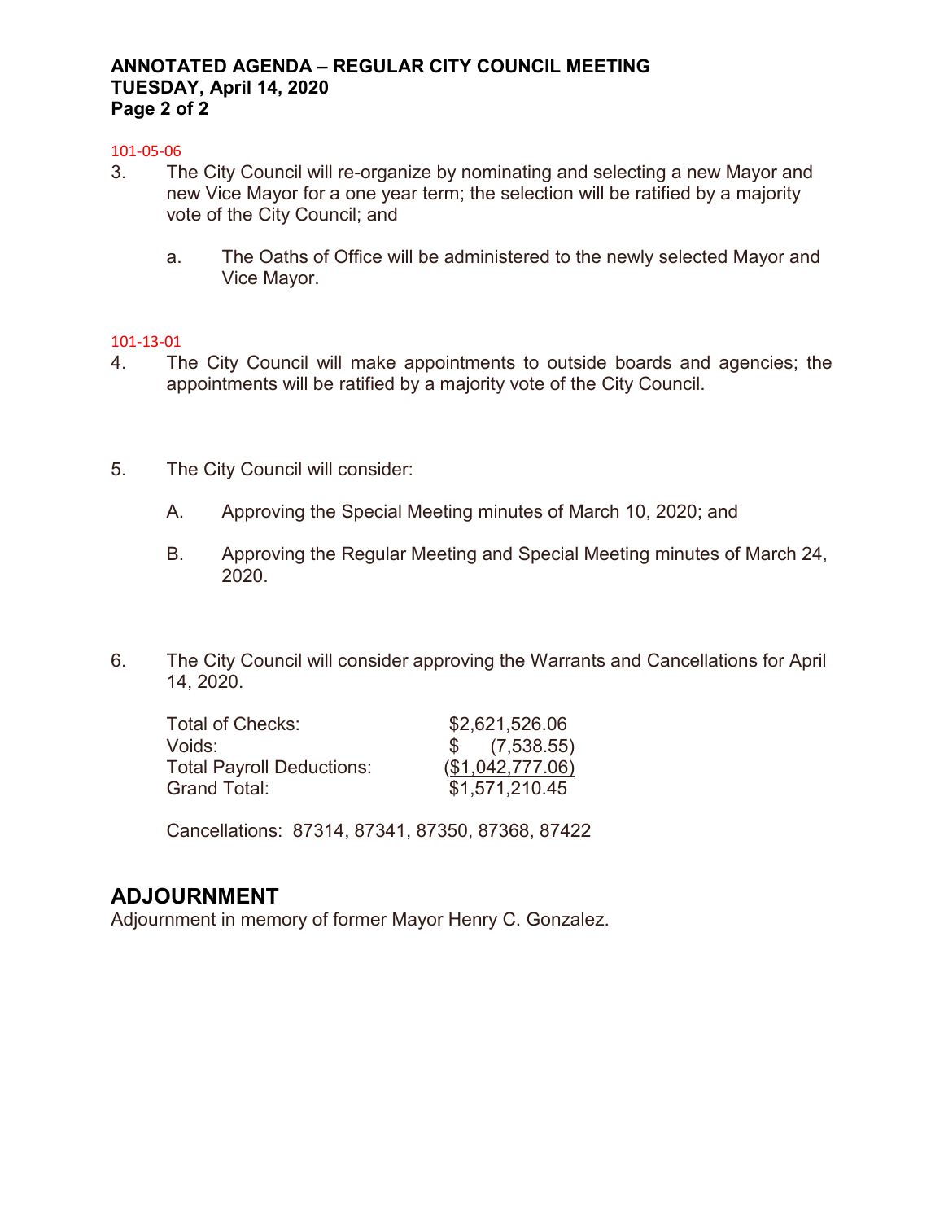101-05-06

3. The City Council will re-organize by nominating and selecting a new Mayor and new Vice Mayor for a one year term; the selection will be ratified by a majority vote of the City Council; and

   a. The Oaths of Office will be administered to the newly selected Mayor and Vice Mayor.

101-13-01

4. The City Council will make appointments to outside boards and agencies; the appointments will be ratified by a majority vote of the City Council.

5. The City Council will consider:

   A. Approving the Special Meeting minutes of March 10, 2020; and

   B. Approving the Regular Meeting and Special Meeting minutes of March 24, 2020.

6. The City Council will consider approving the Warrants and Cancellations for April 14, 2020.

| | |
|---|---|
| Total of Checks: | $2,621,526.06 |
| Voids: | $ (7,538.55) |
| Total Payroll Deductions: | ($1,042,777.06) |
| Grand Total: | $1,571,210.45 |

Cancellations: 87314, 87341, 87350, 87368, 87422

## ADJOURNMENT

Adjournment in memory of former Mayor Henry C. Gonzalez.